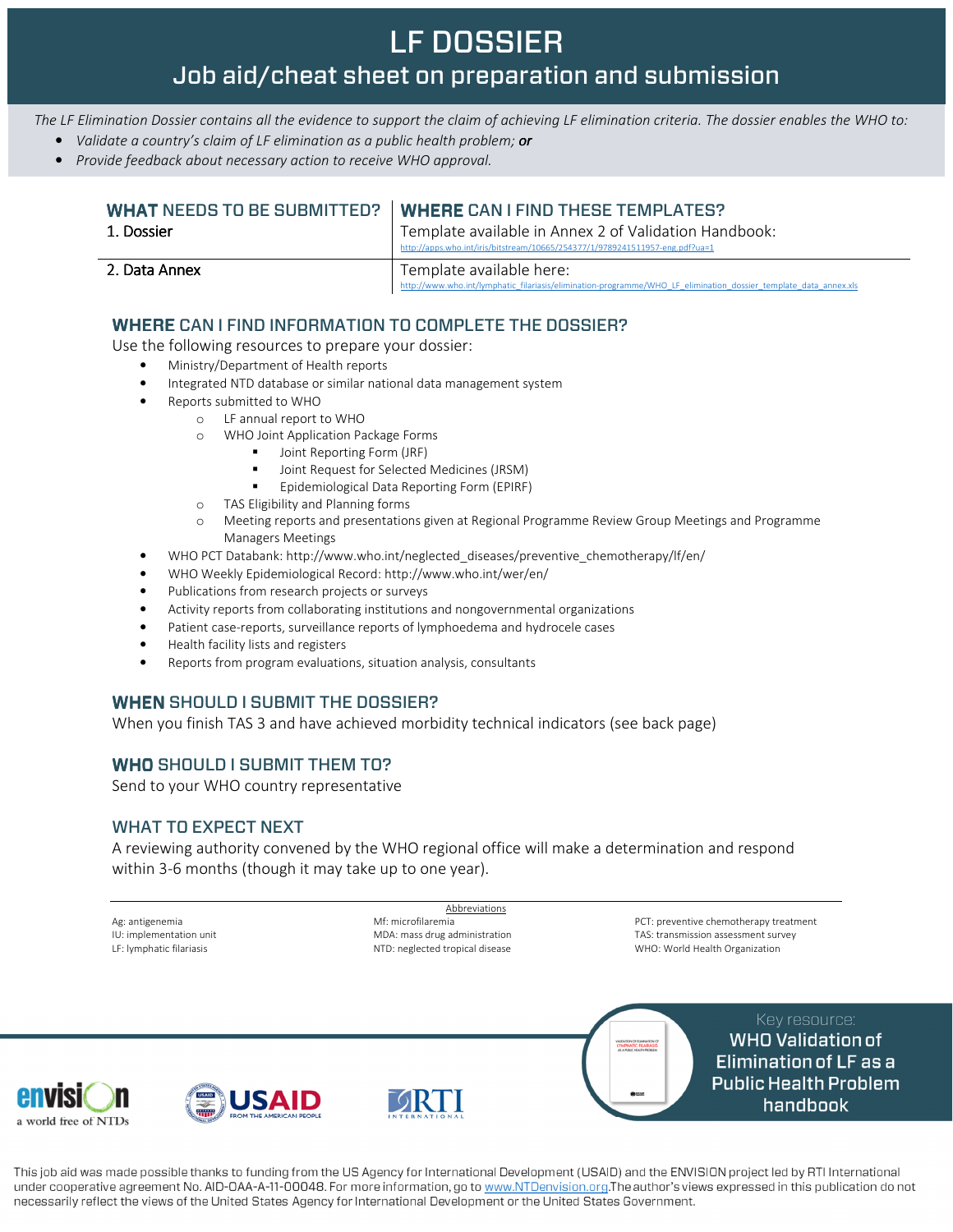# LF DOSSIER

## Job aid/cheat sheet on preparation and submission

*The LF Elimination Dossier contains all the evidence to support the claim of achieving LF elimination criteria. The dossier enables the WHO to:*

- *Validate a country's claim of LF elimination as a public health problem;* ***or***
- *Provide feedback about necessary action to receive WHO approval.*

| **WHAT** NEEDS TO BE SUBMITTED? | **WHERE** CAN I FIND THESE TEMPLATES? |
|---|---|
| 1. Dossier | Template available in Annex 2 of Validation Handbook: http://apps.who.int/iris/bitstream/10665/254377/1/9789241511957-eng.pdf?ua=1 |
| 2. Data Annex | Template available here: http://www.who.int/lymphatic_filariasis/elimination-programme/WHO_LF_elimination_dossier_template_data_annex.xls |

### **WHERE** CAN I FIND INFORMATION TO COMPLETE THE DOSSIER?

Use the following resources to prepare your dossier:

- Ministry/Department of Health reports
- Integrated NTD database or similar national data management system
- Reports submitted to WHO
  - LF annual report to WHO
  - WHO Joint Application Package Forms
    - Joint Reporting Form (JRF)
    - Joint Request for Selected Medicines (JRSM)
    - Epidemiological Data Reporting Form (EPIRF)
  - TAS Eligibility and Planning forms
  - Meeting reports and presentations given at Regional Programme Review Group Meetings and Programme Managers Meetings
- WHO PCT Databank: http://www.who.int/neglected_diseases/preventive_chemotherapy/lf/en/
- WHO Weekly Epidemiological Record: http://www.who.int/wer/en/
- Publications from research projects or surveys
- Activity reports from collaborating institutions and nongovernmental organizations
- Patient case-reports, surveillance reports of lymphoedema and hydrocele cases
- Health facility lists and registers
- Reports from program evaluations, situation analysis, consultants

### **WHEN** SHOULD I SUBMIT THE DOSSIER?

When you finish TAS 3 and have achieved morbidity technical indicators (see back page)

### **WHO** SHOULD I SUBMIT THEM TO?

Send to your WHO country representative

### WHAT TO EXPECT NEXT

A reviewing authority convened by the WHO regional office will make a determination and respond within 3-6 months (though it may take up to one year).

**Abbreviations**

Ag: antigenemia
IU: implementation unit
LF: lymphatic filariasis
Mf: microfilaremia
MDA: mass drug administration
NTD: neglected tropical disease
PCT: preventive chemotherapy treatment
TAS: transmission assessment survey
WHO: World Health Organization

Key resource: **WHO Validation of Elimination of LF as a Public Health Problem handbook**

envision a world free of NTDs | USAID FROM THE AMERICAN PEOPLE | RTI INTERNATIONAL

This job aid was made possible thanks to funding from the US Agency for International Development (USAID) and the ENVISION project led by RTI International under cooperative agreement No. AID-OAA-A-11-00048. For more information, go to www.NTDenvision.org. The author's views expressed in this publication do not necessarily reflect the views of the United States Agency for International Development or the United States Government.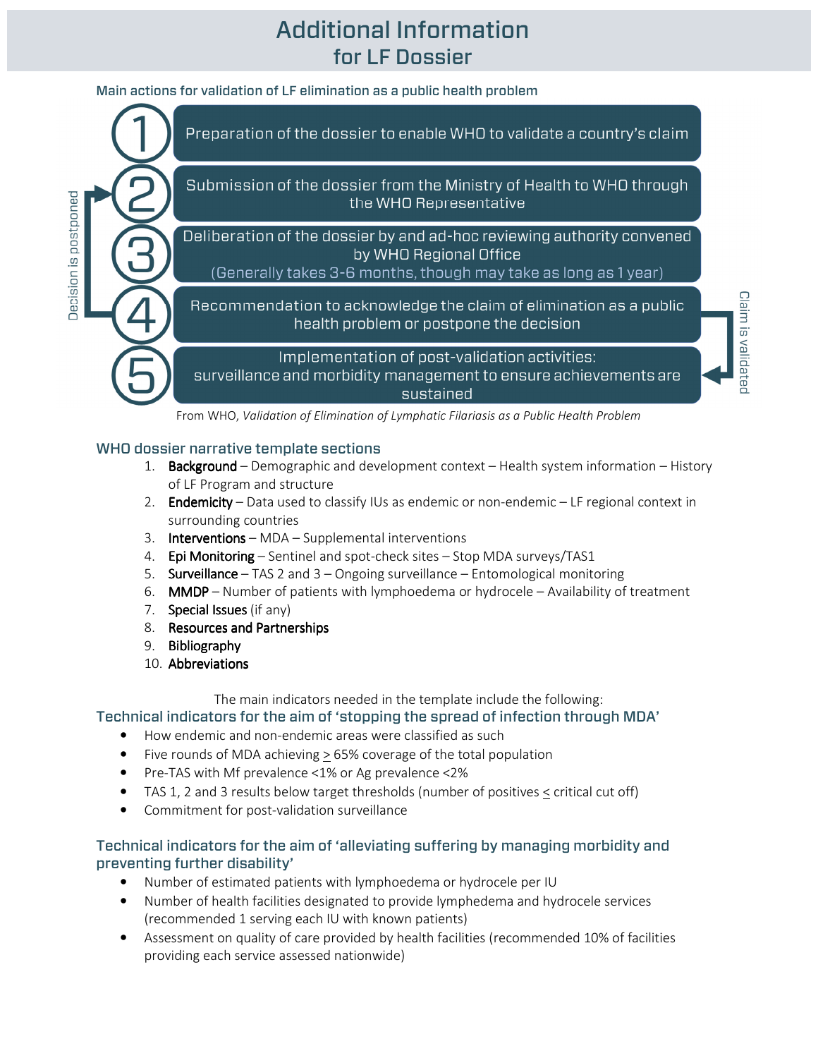# Additional Information
## for LF Dossier

### Main actions for validation of LF elimination as a public health problem

1. Preparation of the dossier to enable WHO to validate a country's claim
2. Submission of the dossier from the Ministry of Health to WHO through the WHO Representative
3. Deliberation of the dossier by and ad-hoc reviewing authority convened by WHO Regional Office (Generally takes 3-6 months, though may take as long as 1 year)
4. Recommendation to acknowledge the claim of elimination as a public health problem or postpone the decision
5. Implementation of post-validation activities: surveillance and morbidity management to ensure achievements are sustained

Decision is postponed

Claim is validated

From WHO, *Validation of Elimination of Lymphatic Filariasis as a Public Health Problem*

### WHO dossier narrative template sections

1. **Background** – Demographic and development context – Health system information – History of LF Program and structure
2. **Endemicity** – Data used to classify IUs as endemic or non-endemic – LF regional context in surrounding countries
3. **Interventions** – MDA – Supplemental interventions
4. **Epi Monitoring** – Sentinel and spot-check sites – Stop MDA surveys/TAS1
5. **Surveillance** – TAS 2 and 3 – Ongoing surveillance – Entomological monitoring
6. **MMDP** – Number of patients with lymphoedema or hydrocele – Availability of treatment
7. **Special Issues** (if any)
8. **Resources and Partnerships**
9. **Bibliography**
10. **Abbreviations**

The main indicators needed in the template include the following:

### Technical indicators for the aim of 'stopping the spread of infection through MDA'

- How endemic and non-endemic areas were classified as such
- Five rounds of MDA achieving $\geq$ 65% coverage of the total population
- Pre-TAS with Mf prevalence <1% or Ag prevalence <2%
- TAS 1, 2 and 3 results below target thresholds (number of positives $\leq$ critical cut off)
- Commitment for post-validation surveillance

### Technical indicators for the aim of 'alleviating suffering by managing morbidity and preventing further disability'

- Number of estimated patients with lymphoedema or hydrocele per IU
- Number of health facilities designated to provide lymphedema and hydrocele services (recommended 1 serving each IU with known patients)
- Assessment on quality of care provided by health facilities (recommended 10% of facilities providing each service assessed nationwide)